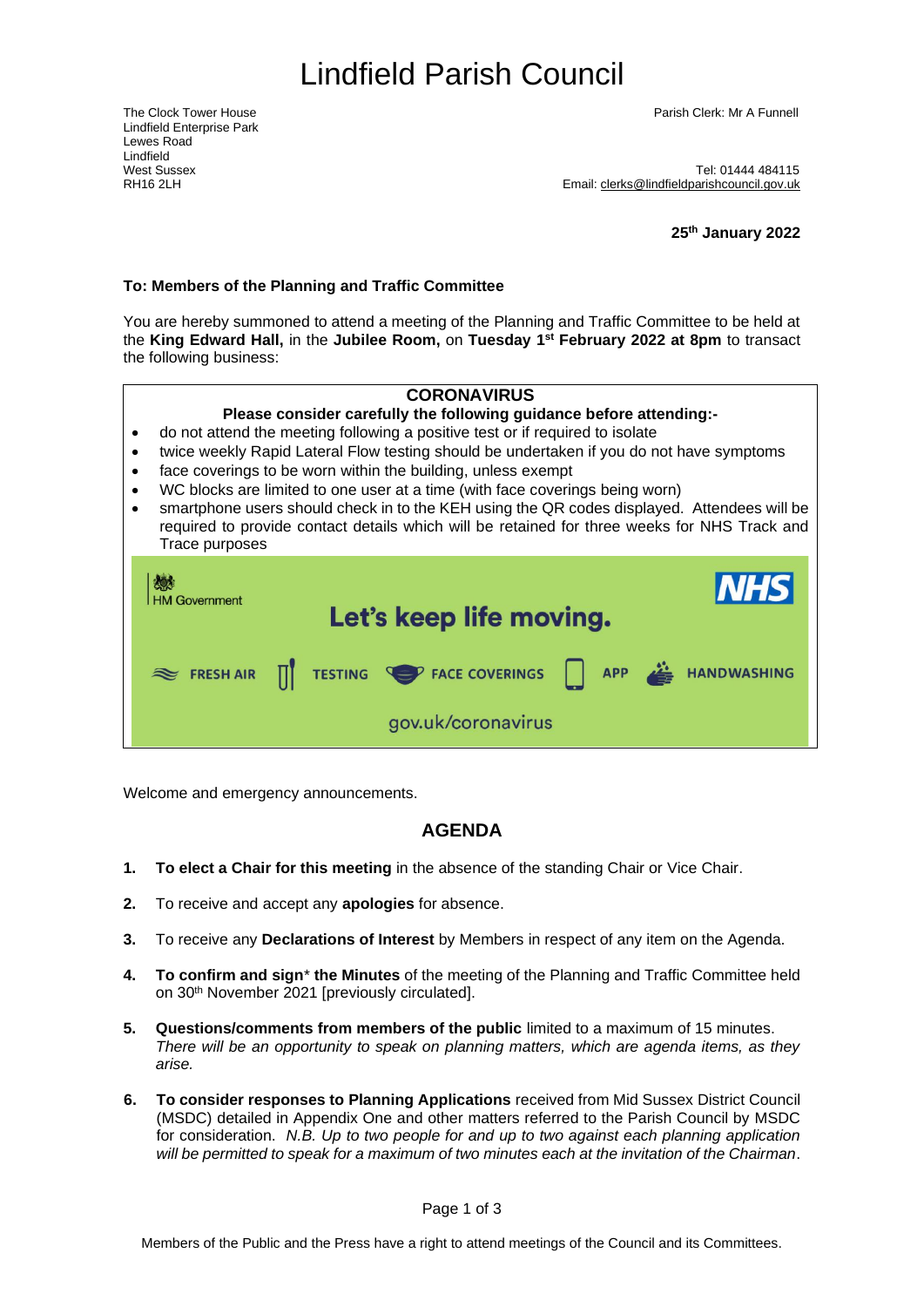# Lindfield Parish Council

The Clock Tower House
Lindfield Enterprise Park
Lewes Road
Lindfield
West Sussex
RH16 2LH

Parish Clerk: Mr A Funnell

Tel: 01444 484115
Email: clerks@lindfieldparishcouncil.gov.uk

**25th January 2022**

**To: Members of the Planning and Traffic Committee**

You are hereby summoned to attend a meeting of the Planning and Traffic Committee to be held at the **King Edward Hall,** in the **Jubilee Room,** on **Tuesday 1st February 2022 at 8pm** to transact the following business:

**CORONAVIRUS**

**Please consider carefully the following guidance before attending:-**

- do not attend the meeting following a positive test or if required to isolate
- twice weekly Rapid Lateral Flow testing should be undertaken if you do not have symptoms
- face coverings to be worn within the building, unless exempt
- WC blocks are limited to one user at a time (with face coverings being worn)
- smartphone users should check in to the KEH using the QR codes displayed. Attendees will be required to provide contact details which will be retained for three weeks for NHS Track and Trace purposes

HM Government | NHS

Let's keep life moving.

FRESH AIR | TESTING | FACE COVERINGS | APP | HANDWASHING

gov.uk/coronavirus

Welcome and emergency announcements.

## AGENDA

1. **To elect a Chair for this meeting** in the absence of the standing Chair or Vice Chair.

2. To receive and accept any **apologies** for absence.

3. To receive any **Declarations of Interest** by Members in respect of any item on the Agenda.

4. **To confirm and sign**\* **the Minutes** of the meeting of the Planning and Traffic Committee held on 30th November 2021 [previously circulated].

5. **Questions/comments from members of the public** limited to a maximum of 15 minutes. *There will be an opportunity to speak on planning matters, which are agenda items, as they arise.*

6. **To consider responses to Planning Applications** received from Mid Sussex District Council (MSDC) detailed in Appendix One and other matters referred to the Parish Council by MSDC for consideration. *N.B. Up to two people for and up to two against each planning application will be permitted to speak for a maximum of two minutes each at the invitation of the Chairman*.

Members of the Public and the Press have a right to attend meetings of the Council and its Committees.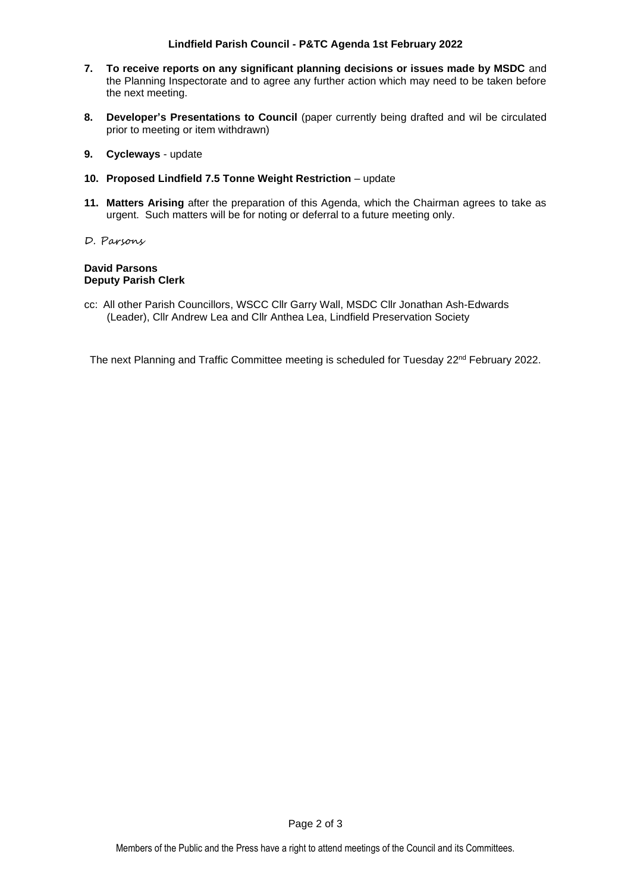7. **To receive reports on any significant planning decisions or issues made by MSDC** and the Planning Inspectorate and to agree any further action which may need to be taken before the next meeting.

8. **Developer's Presentations to Council** (paper currently being drafted and wil be circulated prior to meeting or item withdrawn)

9. **Cycleways** - update

10. **Proposed Lindfield 7.5 Tonne Weight Restriction** – update

11. **Matters Arising** after the preparation of this Agenda, which the Chairman agrees to take as urgent. Such matters will be for noting or deferral to a future meeting only.

*D. Parsons*

**David Parsons**
**Deputy Parish Clerk**

cc: All other Parish Councillors, WSCC Cllr Garry Wall, MSDC Cllr Jonathan Ash-Edwards (Leader), Cllr Andrew Lea and Cllr Anthea Lea, Lindfield Preservation Society

The next Planning and Traffic Committee meeting is scheduled for Tuesday 22nd February 2022.

Members of the Public and the Press have a right to attend meetings of the Council and its Committees.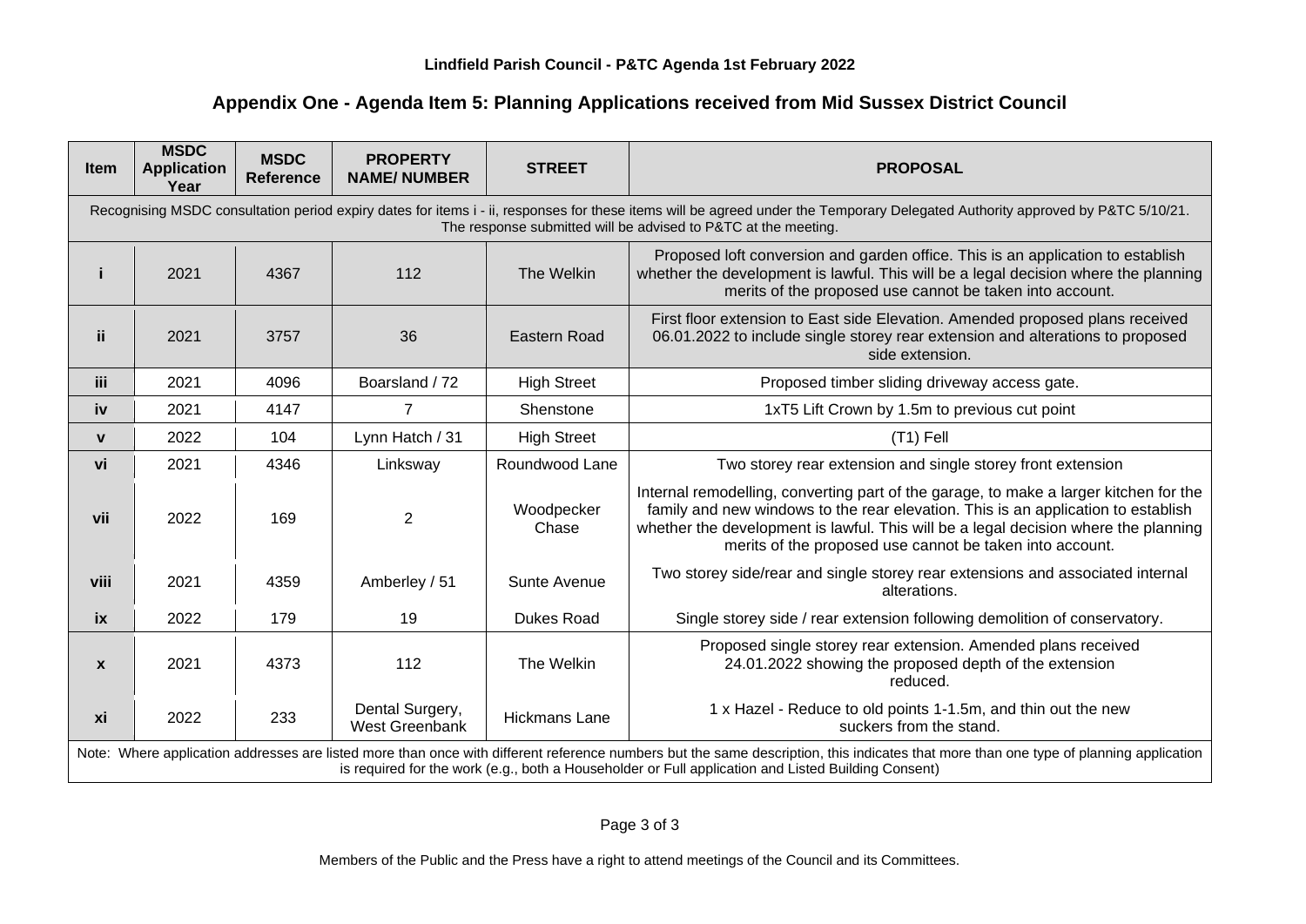**Lindfield Parish Council - P&TC Agenda 1st February 2022**

## Appendix One - Agenda Item 5: Planning Applications received from Mid Sussex District Council

| Item | MSDC Application Year | MSDC Reference | PROPERTY NAME/ NUMBER | STREET | PROPOSAL |
|---|---|---|---|---|---|
| Recognising MSDC consultation period expiry dates for items i - ii, responses for these items will be agreed under the Temporary Delegated Authority approved by P&TC 5/10/21. The response submitted will be advised to P&TC at the meeting. | | | | | |
| i | 2021 | 4367 | 112 | The Welkin | Proposed loft conversion and garden office. This is an application to establish whether the development is lawful. This will be a legal decision where the planning merits of the proposed use cannot be taken into account. |
| ii | 2021 | 3757 | 36 | Eastern Road | First floor extension to East side Elevation. Amended proposed plans received 06.01.2022 to include single storey rear extension and alterations to proposed side extension. |
| iii | 2021 | 4096 | Boarsland / 72 | High Street | Proposed timber sliding driveway access gate. |
| iv | 2021 | 4147 | 7 | Shenstone | 1xT5 Lift Crown by 1.5m to previous cut point |
| v | 2022 | 104 | Lynn Hatch / 31 | High Street | (T1) Fell |
| vi | 2021 | 4346 | Linksway | Roundwood Lane | Two storey rear extension and single storey front extension |
| vii | 2022 | 169 | 2 | Woodpecker Chase | Internal remodelling, converting part of the garage, to make a larger kitchen for the family and new windows to the rear elevation. This is an application to establish whether the development is lawful. This will be a legal decision where the planning merits of the proposed use cannot be taken into account. |
| viii | 2021 | 4359 | Amberley / 51 | Sunte Avenue | Two storey side/rear and single storey rear extensions and associated internal alterations. |
| ix | 2022 | 179 | 19 | Dukes Road | Single storey side / rear extension following demolition of conservatory. |
| x | 2021 | 4373 | 112 | The Welkin | Proposed single storey rear extension. Amended plans received 24.01.2022 showing the proposed depth of the extension reduced. |
| xi | 2022 | 233 | Dental Surgery, West Greenbank | Hickmans Lane | 1 x Hazel - Reduce to old points 1-1.5m, and thin out the new suckers from the stand. |
| Note: Where application addresses are listed more than once with different reference numbers but the same description, this indicates that more than one type of planning application is required for the work (e.g., both a Householder or Full application and Listed Building Consent) | | | | | |

Members of the Public and the Press have a right to attend meetings of the Council and its Committees.